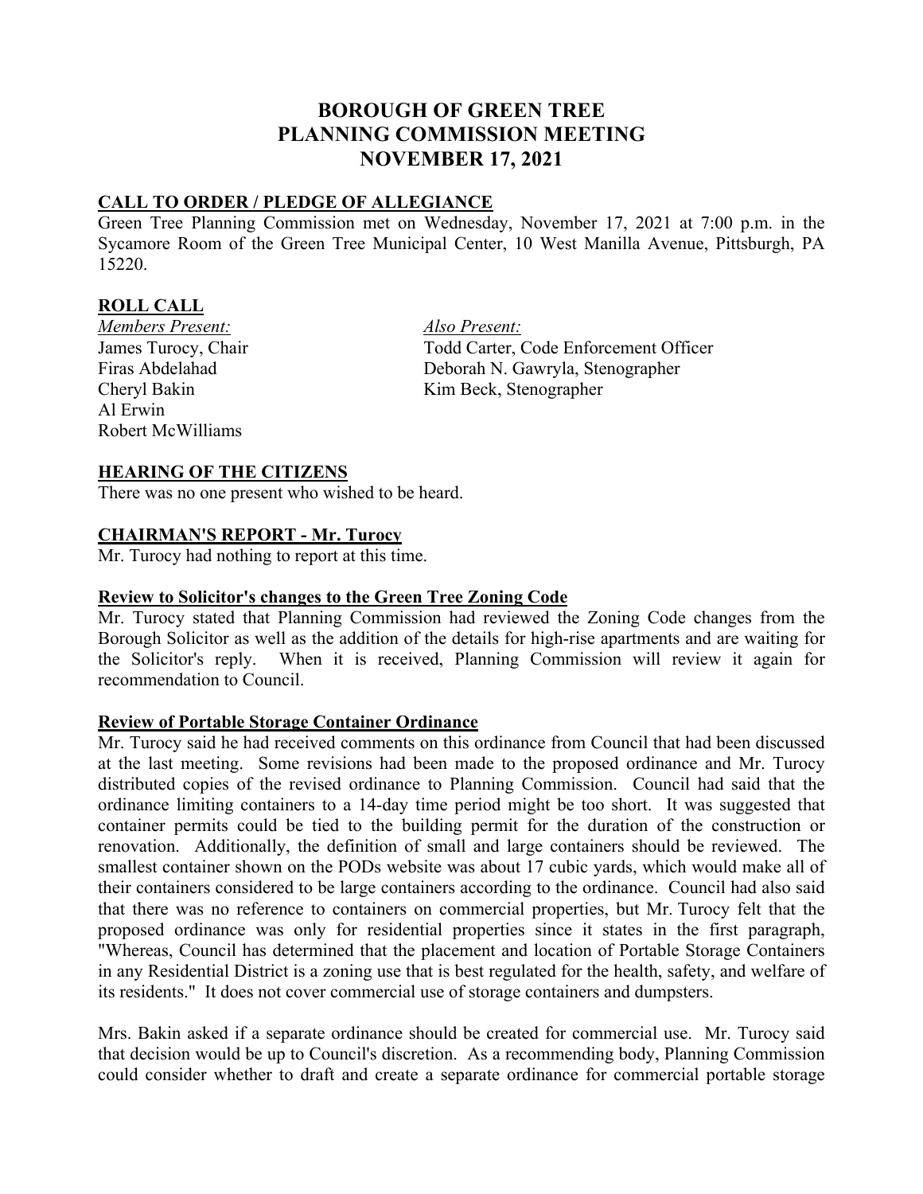# BOROUGH OF GREEN TREE
# PLANNING COMMISSION MEETING
# NOVEMBER 17, 2021

## CALL TO ORDER / PLEDGE OF ALLEGIANCE

Green Tree Planning Commission met on Wednesday, November 17, 2021 at 7:00 p.m. in the Sycamore Room of the Green Tree Municipal Center, 10 West Manilla Avenue, Pittsburgh, PA 15220.

## ROLL CALL

*Members Present:*
James Turocy, Chair
Firas Abdelahad
Cheryl Bakin
Al Erwin
Robert McWilliams

*Also Present:*
Todd Carter, Code Enforcement Officer
Deborah N. Gawryla, Stenographer
Kim Beck, Stenographer

## HEARING OF THE CITIZENS

There was no one present who wished to be heard.

## CHAIRMAN'S REPORT - Mr. Turocy

Mr. Turocy had nothing to report at this time.

### Review to Solicitor's changes to the Green Tree Zoning Code

Mr. Turocy stated that Planning Commission had reviewed the Zoning Code changes from the Borough Solicitor as well as the addition of the details for high-rise apartments and are waiting for the Solicitor's reply. When it is received, Planning Commission will review it again for recommendation to Council.

### Review of Portable Storage Container Ordinance

Mr. Turocy said he had received comments on this ordinance from Council that had been discussed at the last meeting. Some revisions had been made to the proposed ordinance and Mr. Turocy distributed copies of the revised ordinance to Planning Commission. Council had said that the ordinance limiting containers to a 14-day time period might be too short. It was suggested that container permits could be tied to the building permit for the duration of the construction or renovation. Additionally, the definition of small and large containers should be reviewed. The smallest container shown on the PODs website was about 17 cubic yards, which would make all of their containers considered to be large containers according to the ordinance. Council had also said that there was no reference to containers on commercial properties, but Mr. Turocy felt that the proposed ordinance was only for residential properties since it states in the first paragraph, "Whereas, Council has determined that the placement and location of Portable Storage Containers in any Residential District is a zoning use that is best regulated for the health, safety, and welfare of its residents." It does not cover commercial use of storage containers and dumpsters.

Mrs. Bakin asked if a separate ordinance should be created for commercial use. Mr. Turocy said that decision would be up to Council's discretion. As a recommending body, Planning Commission could consider whether to draft and create a separate ordinance for commercial portable storage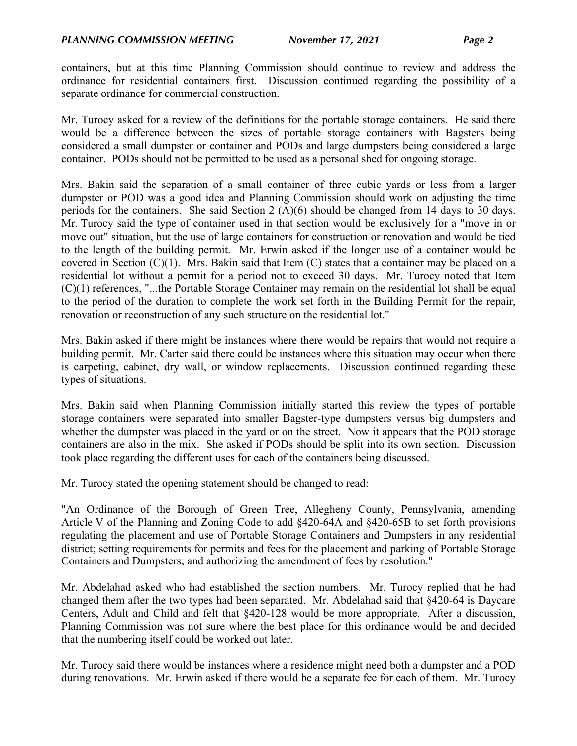containers, but at this time Planning Commission should continue to review and address the ordinance for residential containers first. Discussion continued regarding the possibility of a separate ordinance for commercial construction.

Mr. Turocy asked for a review of the definitions for the portable storage containers. He said there would be a difference between the sizes of portable storage containers with Bagsters being considered a small dumpster or container and PODs and large dumpsters being considered a large container. PODs should not be permitted to be used as a personal shed for ongoing storage.

Mrs. Bakin said the separation of a small container of three cubic yards or less from a larger dumpster or POD was a good idea and Planning Commission should work on adjusting the time periods for the containers. She said Section 2 (A)(6) should be changed from 14 days to 30 days. Mr. Turocy said the type of container used in that section would be exclusively for a "move in or move out" situation, but the use of large containers for construction or renovation and would be tied to the length of the building permit. Mr. Erwin asked if the longer use of a container would be covered in Section (C)(1). Mrs. Bakin said that Item (C) states that a container may be placed on a residential lot without a permit for a period not to exceed 30 days. Mr. Turocy noted that Item (C)(1) references, "...the Portable Storage Container may remain on the residential lot shall be equal to the period of the duration to complete the work set forth in the Building Permit for the repair, renovation or reconstruction of any such structure on the residential lot."

Mrs. Bakin asked if there might be instances where there would be repairs that would not require a building permit. Mr. Carter said there could be instances where this situation may occur when there is carpeting, cabinet, dry wall, or window replacements. Discussion continued regarding these types of situations.

Mrs. Bakin said when Planning Commission initially started this review the types of portable storage containers were separated into smaller Bagster-type dumpsters versus big dumpsters and whether the dumpster was placed in the yard or on the street. Now it appears that the POD storage containers are also in the mix. She asked if PODs should be split into its own section. Discussion took place regarding the different uses for each of the containers being discussed.

Mr. Turocy stated the opening statement should be changed to read:

"An Ordinance of the Borough of Green Tree, Allegheny County, Pennsylvania, amending Article V of the Planning and Zoning Code to add §420-64A and §420-65B to set forth provisions regulating the placement and use of Portable Storage Containers and Dumpsters in any residential district; setting requirements for permits and fees for the placement and parking of Portable Storage Containers and Dumpsters; and authorizing the amendment of fees by resolution."

Mr. Abdelahad asked who had established the section numbers. Mr. Turocy replied that he had changed them after the two types had been separated. Mr. Abdelahad said that §420-64 is Daycare Centers, Adult and Child and felt that §420-128 would be more appropriate. After a discussion, Planning Commission was not sure where the best place for this ordinance would be and decided that the numbering itself could be worked out later.

Mr. Turocy said there would be instances where a residence might need both a dumpster and a POD during renovations. Mr. Erwin asked if there would be a separate fee for each of them. Mr. Turocy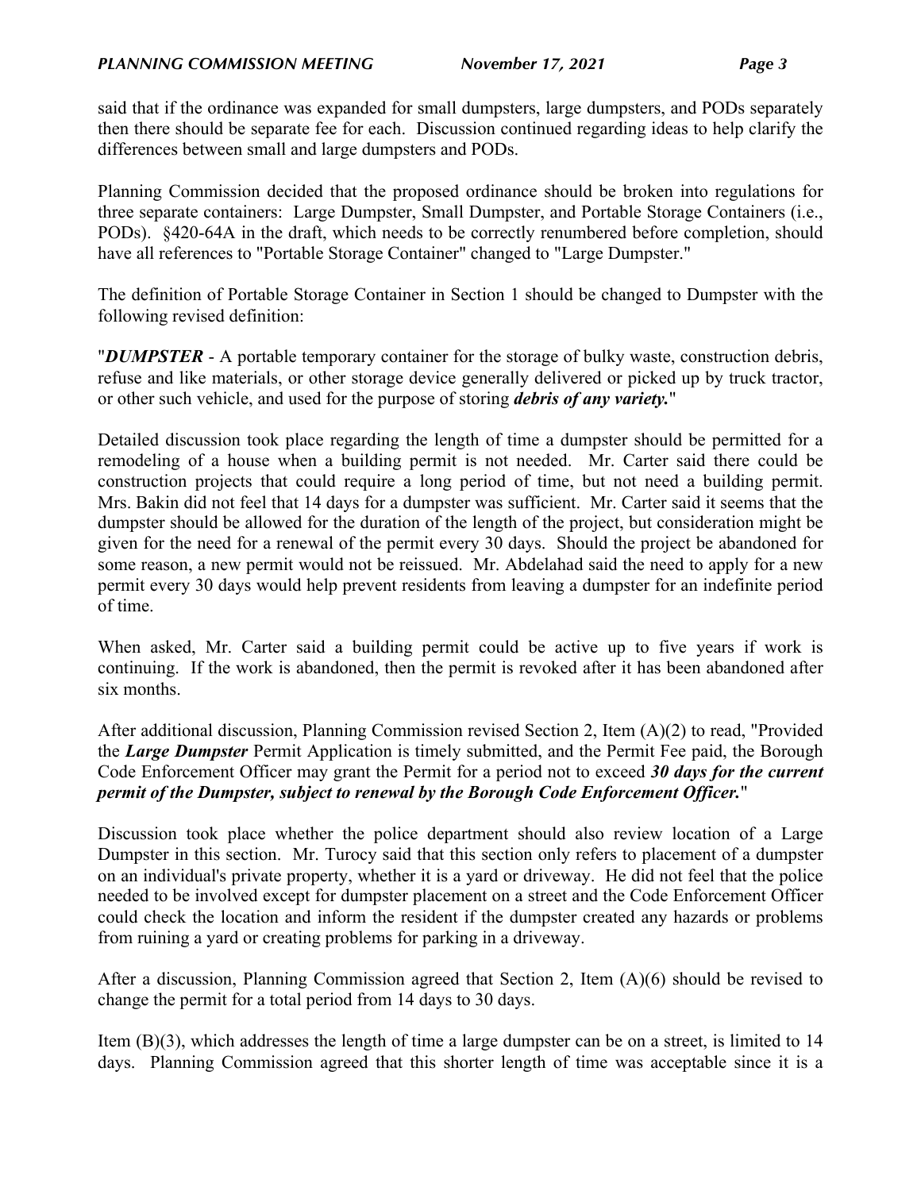said that if the ordinance was expanded for small dumpsters, large dumpsters, and PODs separately then there should be separate fee for each. Discussion continued regarding ideas to help clarify the differences between small and large dumpsters and PODs.

Planning Commission decided that the proposed ordinance should be broken into regulations for three separate containers: Large Dumpster, Small Dumpster, and Portable Storage Containers (i.e., PODs). §420-64A in the draft, which needs to be correctly renumbered before completion, should have all references to "Portable Storage Container" changed to "Large Dumpster."

The definition of Portable Storage Container in Section 1 should be changed to Dumpster with the following revised definition:

"***DUMPSTER*** - A portable temporary container for the storage of bulky waste, construction debris, refuse and like materials, or other storage device generally delivered or picked up by truck tractor, or other such vehicle, and used for the purpose of storing ***debris of any variety.***"

Detailed discussion took place regarding the length of time a dumpster should be permitted for a remodeling of a house when a building permit is not needed. Mr. Carter said there could be construction projects that could require a long period of time, but not need a building permit. Mrs. Bakin did not feel that 14 days for a dumpster was sufficient. Mr. Carter said it seems that the dumpster should be allowed for the duration of the length of the project, but consideration might be given for the need for a renewal of the permit every 30 days. Should the project be abandoned for some reason, a new permit would not be reissued. Mr. Abdelahad said the need to apply for a new permit every 30 days would help prevent residents from leaving a dumpster for an indefinite period of time.

When asked, Mr. Carter said a building permit could be active up to five years if work is continuing. If the work is abandoned, then the permit is revoked after it has been abandoned after six months.

After additional discussion, Planning Commission revised Section 2, Item (A)(2) to read, "Provided the ***Large Dumpster*** Permit Application is timely submitted, and the Permit Fee paid, the Borough Code Enforcement Officer may grant the Permit for a period not to exceed ***30 days for the current permit of the Dumpster, subject to renewal by the Borough Code Enforcement Officer.***"

Discussion took place whether the police department should also review location of a Large Dumpster in this section. Mr. Turocy said that this section only refers to placement of a dumpster on an individual's private property, whether it is a yard or driveway. He did not feel that the police needed to be involved except for dumpster placement on a street and the Code Enforcement Officer could check the location and inform the resident if the dumpster created any hazards or problems from ruining a yard or creating problems for parking in a driveway.

After a discussion, Planning Commission agreed that Section 2, Item (A)(6) should be revised to change the permit for a total period from 14 days to 30 days.

Item (B)(3), which addresses the length of time a large dumpster can be on a street, is limited to 14 days. Planning Commission agreed that this shorter length of time was acceptable since it is a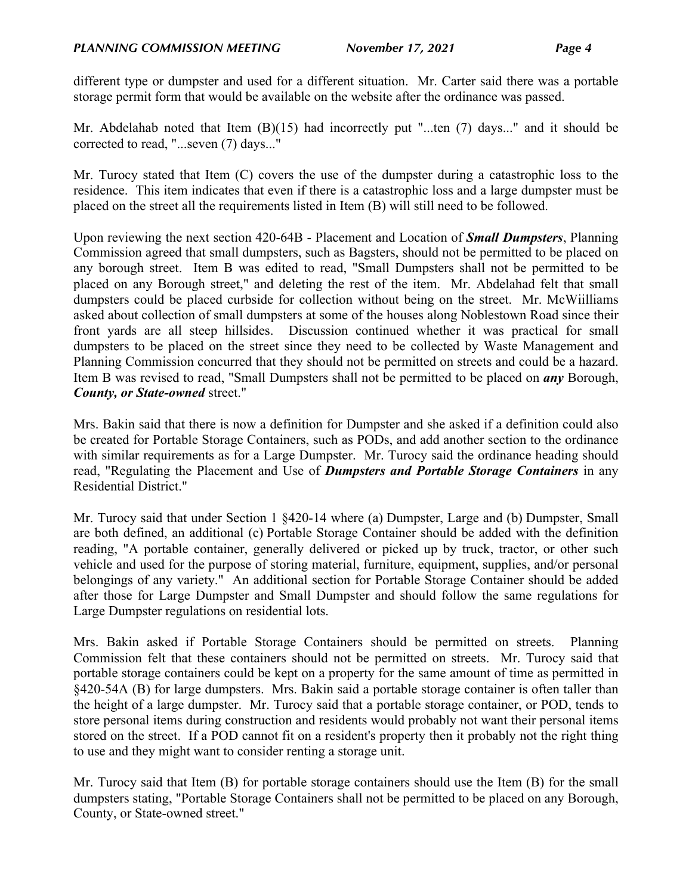different type or dumpster and used for a different situation. Mr. Carter said there was a portable storage permit form that would be available on the website after the ordinance was passed.

Mr. Abdelahab noted that Item (B)(15) had incorrectly put "...ten (7) days..." and it should be corrected to read, "...seven (7) days..."

Mr. Turocy stated that Item (C) covers the use of the dumpster during a catastrophic loss to the residence. This item indicates that even if there is a catastrophic loss and a large dumpster must be placed on the street all the requirements listed in Item (B) will still need to be followed.

Upon reviewing the next section 420-64B - Placement and Location of ***Small Dumpsters***, Planning Commission agreed that small dumpsters, such as Bagsters, should not be permitted to be placed on any borough street. Item B was edited to read, "Small Dumpsters shall not be permitted to be placed on any Borough street," and deleting the rest of the item. Mr. Abdelahad felt that small dumpsters could be placed curbside for collection without being on the street. Mr. McWiilliams asked about collection of small dumpsters at some of the houses along Noblestown Road since their front yards are all steep hillsides. Discussion continued whether it was practical for small dumpsters to be placed on the street since they need to be collected by Waste Management and Planning Commission concurred that they should not be permitted on streets and could be a hazard. Item B was revised to read, "Small Dumpsters shall not be permitted to be placed on ***any*** Borough, ***County, or State-owned*** street."

Mrs. Bakin said that there is now a definition for Dumpster and she asked if a definition could also be created for Portable Storage Containers, such as PODs, and add another section to the ordinance with similar requirements as for a Large Dumpster. Mr. Turocy said the ordinance heading should read, "Regulating the Placement and Use of ***Dumpsters and Portable Storage Containers*** in any Residential District."

Mr. Turocy said that under Section 1 §420-14 where (a) Dumpster, Large and (b) Dumpster, Small are both defined, an additional (c) Portable Storage Container should be added with the definition reading, "A portable container, generally delivered or picked up by truck, tractor, or other such vehicle and used for the purpose of storing material, furniture, equipment, supplies, and/or personal belongings of any variety." An additional section for Portable Storage Container should be added after those for Large Dumpster and Small Dumpster and should follow the same regulations for Large Dumpster regulations on residential lots.

Mrs. Bakin asked if Portable Storage Containers should be permitted on streets. Planning Commission felt that these containers should not be permitted on streets. Mr. Turocy said that portable storage containers could be kept on a property for the same amount of time as permitted in §420-54A (B) for large dumpsters. Mrs. Bakin said a portable storage container is often taller than the height of a large dumpster. Mr. Turocy said that a portable storage container, or POD, tends to store personal items during construction and residents would probably not want their personal items stored on the street. If a POD cannot fit on a resident's property then it probably not the right thing to use and they might want to consider renting a storage unit.

Mr. Turocy said that Item (B) for portable storage containers should use the Item (B) for the small dumpsters stating, "Portable Storage Containers shall not be permitted to be placed on any Borough, County, or State-owned street."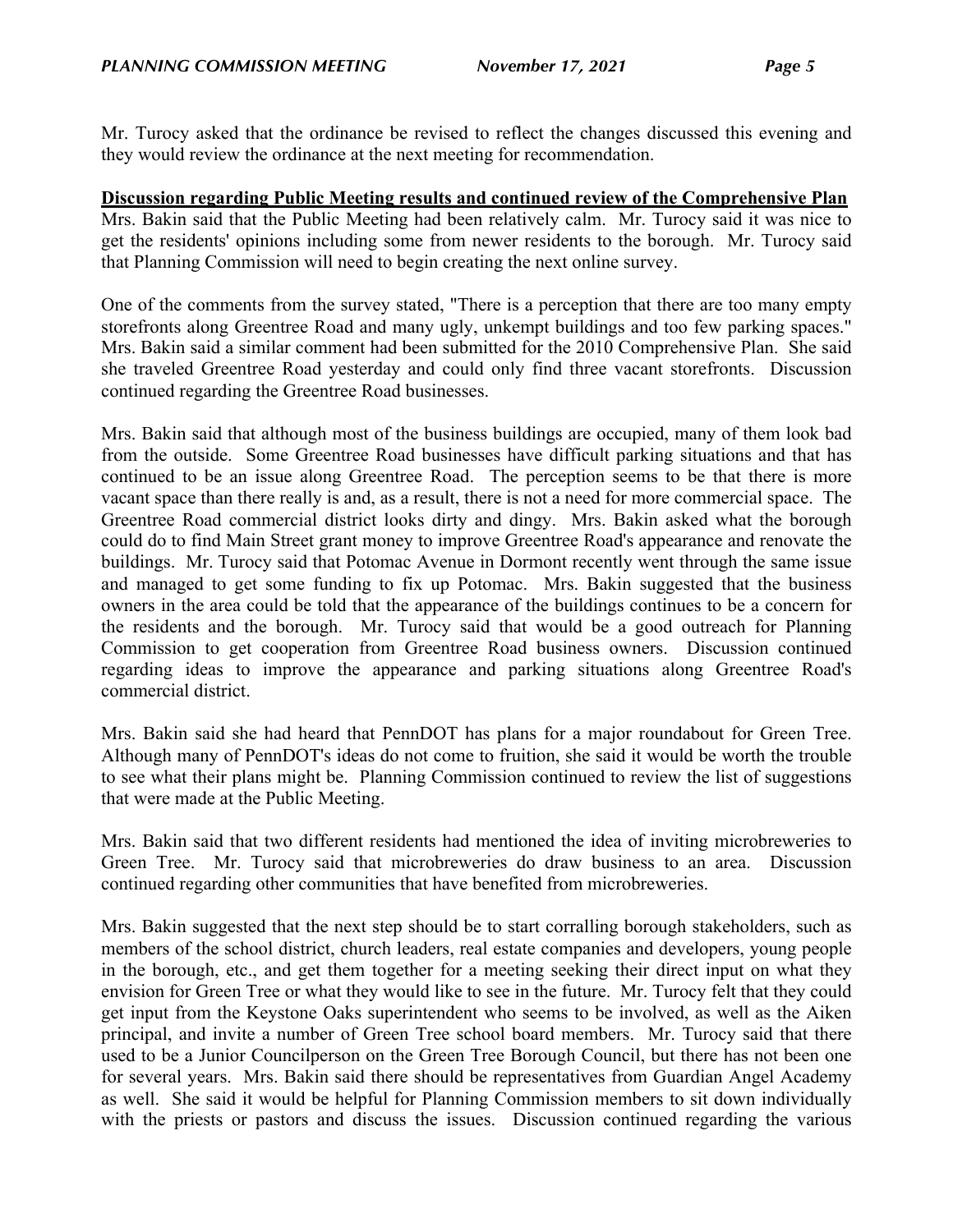Mr. Turocy asked that the ordinance be revised to reflect the changes discussed this evening and they would review the ordinance at the next meeting for recommendation.

**Discussion regarding Public Meeting results and continued review of the Comprehensive Plan**

Mrs. Bakin said that the Public Meeting had been relatively calm. Mr. Turocy said it was nice to get the residents' opinions including some from newer residents to the borough. Mr. Turocy said that Planning Commission will need to begin creating the next online survey.

One of the comments from the survey stated, "There is a perception that there are too many empty storefronts along Greentree Road and many ugly, unkempt buildings and too few parking spaces." Mrs. Bakin said a similar comment had been submitted for the 2010 Comprehensive Plan. She said she traveled Greentree Road yesterday and could only find three vacant storefronts. Discussion continued regarding the Greentree Road businesses.

Mrs. Bakin said that although most of the business buildings are occupied, many of them look bad from the outside. Some Greentree Road businesses have difficult parking situations and that has continued to be an issue along Greentree Road. The perception seems to be that there is more vacant space than there really is and, as a result, there is not a need for more commercial space. The Greentree Road commercial district looks dirty and dingy. Mrs. Bakin asked what the borough could do to find Main Street grant money to improve Greentree Road's appearance and renovate the buildings. Mr. Turocy said that Potomac Avenue in Dormont recently went through the same issue and managed to get some funding to fix up Potomac. Mrs. Bakin suggested that the business owners in the area could be told that the appearance of the buildings continues to be a concern for the residents and the borough. Mr. Turocy said that would be a good outreach for Planning Commission to get cooperation from Greentree Road business owners. Discussion continued regarding ideas to improve the appearance and parking situations along Greentree Road's commercial district.

Mrs. Bakin said she had heard that PennDOT has plans for a major roundabout for Green Tree. Although many of PennDOT's ideas do not come to fruition, she said it would be worth the trouble to see what their plans might be. Planning Commission continued to review the list of suggestions that were made at the Public Meeting.

Mrs. Bakin said that two different residents had mentioned the idea of inviting microbreweries to Green Tree. Mr. Turocy said that microbreweries do draw business to an area. Discussion continued regarding other communities that have benefited from microbreweries.

Mrs. Bakin suggested that the next step should be to start corralling borough stakeholders, such as members of the school district, church leaders, real estate companies and developers, young people in the borough, etc., and get them together for a meeting seeking their direct input on what they envision for Green Tree or what they would like to see in the future. Mr. Turocy felt that they could get input from the Keystone Oaks superintendent who seems to be involved, as well as the Aiken principal, and invite a number of Green Tree school board members. Mr. Turocy said that there used to be a Junior Councilperson on the Green Tree Borough Council, but there has not been one for several years. Mrs. Bakin said there should be representatives from Guardian Angel Academy as well. She said it would be helpful for Planning Commission members to sit down individually with the priests or pastors and discuss the issues. Discussion continued regarding the various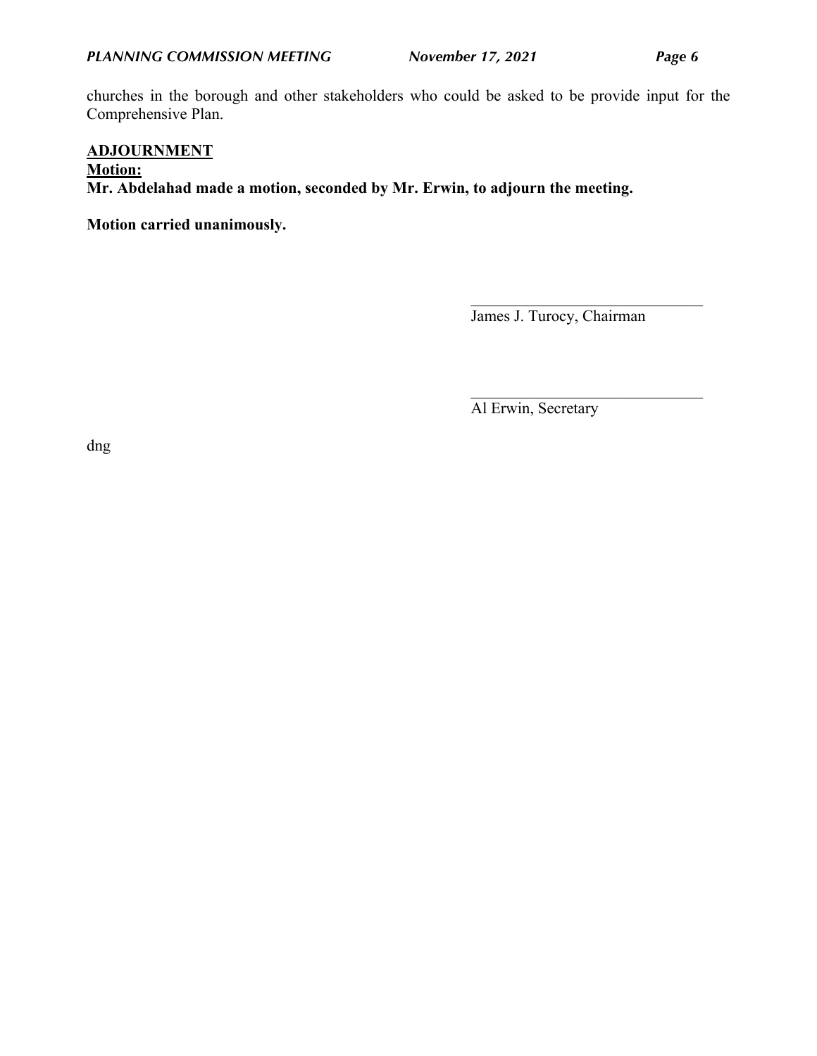churches in the borough and other stakeholders who could be asked to be provide input for the Comprehensive Plan.

**ADJOURNMENT**

**Motion:**

**Mr. Abdelahad made a motion, seconded by Mr. Erwin, to adjourn the meeting.**

**Motion carried unanimously.**

_____________________________
James J. Turocy, Chairman

_____________________________
Al Erwin, Secretary

dng